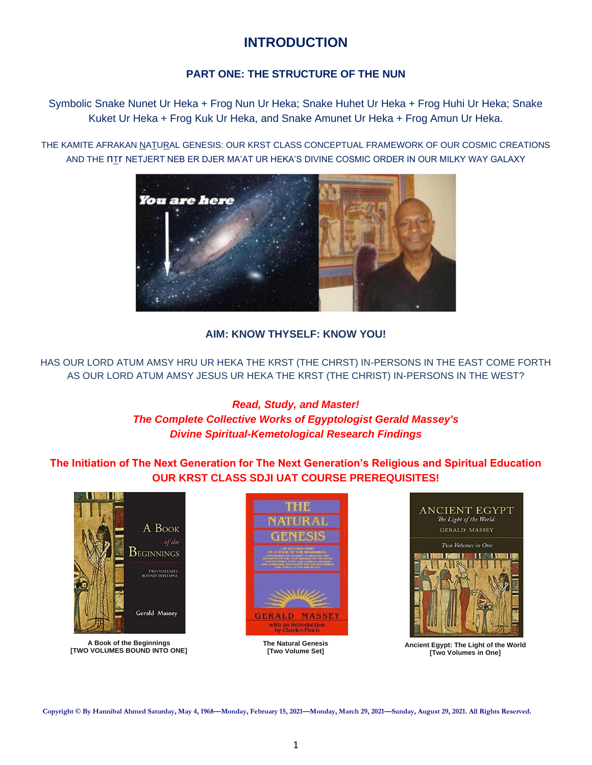# INTRODUCTION

## PART ONE: THE STRUCTURE OF THE NUN

Symbolic Snake Nunet Ur Heka + Frog Nun Ur Heka; Snake Huhet Ur Heka + Frog Huhi Ur Heka; Snake Kuket Ur Heka + Frog Kuk Ur Heka, and Snake Amunet Ur Heka + Frog Amun Ur Heka.

THE KAMITE AFRAKAN NATURAL GENESIS: OUR KRST CLASS CONCEPTUAL FRAMEWORK OF OUR COSMIC CREATIONS AND THE ntr NETJERT NEB ER DJER MA'AT UR HEKA'S DIVINE COSMIC ORDER IN OUR MILKY WAY GALAXY

You are here

**AIM: KNOW THYSELF: KNOW YOU!**

HAS OUR LORD ATUM AMSY HRU UR HEKA THE KRST (THE CHRST) IN-PERSONS IN THE EAST COME FORTH AS OUR LORD ATUM AMSY JESUS UR HEKA THE KRST (THE CHRIST) IN-PERSONS IN THE WEST?

***Read, Study, and Master!***
***The Complete Collective Works of Egyptologist Gerald Massey's***
***Divine Spiritual-Kemetological Research Findings***

**The Initiation of The Next Generation for The Next Generation's Religious and Spiritual Education**
**OUR KRST CLASS SDJI UAT COURSE PREREQUISITES!**

**A Book of the Beginnings**
**[TWO VOLUMES BOUND INTO ONE]**

**The Natural Genesis**
**[Two Volume Set]**

**Ancient Egypt: The Light of the World**
**[Two Volumes in One]**

**Copyright © By Hannibal Ahmed Saturday, May 4, 1968—Monday, February 15, 2021—Monday, March 29, 2021—Sunday, August 29, 2021. All Rights Reserved.**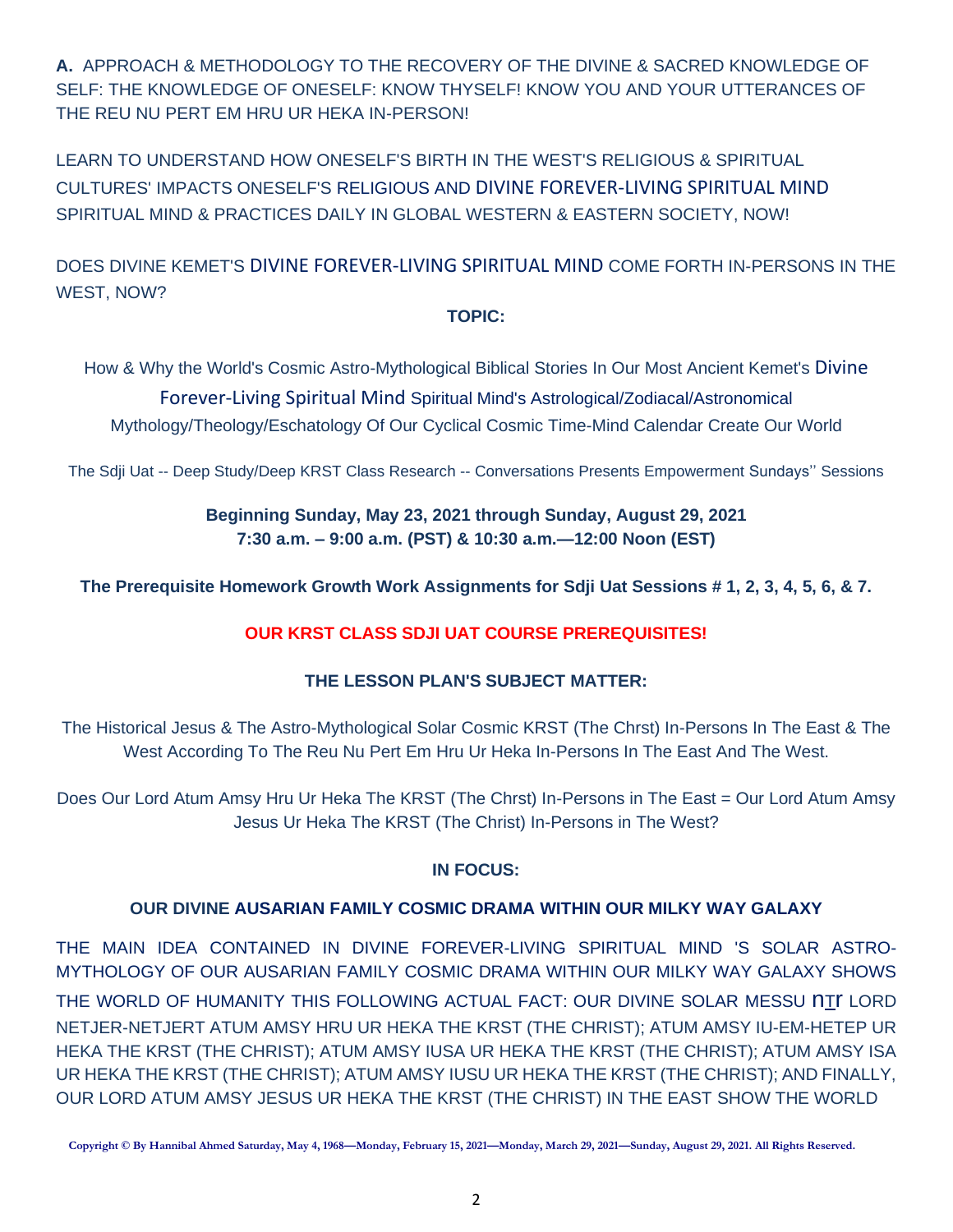**A.** APPROACH & METHODOLOGY TO THE RECOVERY OF THE DIVINE & SACRED KNOWLEDGE OF SELF: THE KNOWLEDGE OF ONESELF: KNOW THYSELF! KNOW YOU AND YOUR UTTERANCES OF THE REU NU PERT EM HRU UR HEKA IN-PERSON!

LEARN TO UNDERSTAND HOW ONESELF'S BIRTH IN THE WEST'S RELIGIOUS & SPIRITUAL CULTURES' IMPACTS ONESELF'S RELIGIOUS AND DIVINE FOREVER-LIVING SPIRITUAL MIND SPIRITUAL MIND & PRACTICES DAILY IN GLOBAL WESTERN & EASTERN SOCIETY, NOW!

DOES DIVINE KEMET'S DIVINE FOREVER-LIVING SPIRITUAL MIND COME FORTH IN-PERSONS IN THE WEST, NOW?

**TOPIC:**

How & Why the World's Cosmic Astro-Mythological Biblical Stories In Our Most Ancient Kemet's Divine Forever-Living Spiritual Mind Spiritual Mind's Astrological/Zodiacal/Astronomical Mythology/Theology/Eschatology Of Our Cyclical Cosmic Time-Mind Calendar Create Our World

The Sdji Uat -- Deep Study/Deep KRST Class Research -- Conversations Presents Empowerment Sundays'' Sessions

**Beginning Sunday, May 23, 2021 through Sunday, August 29, 2021**
**7:30 a.m. – 9:00 a.m. (PST) & 10:30 a.m.—12:00 Noon (EST)**

**The Prerequisite Homework Growth Work Assignments for Sdji Uat Sessions # 1, 2, 3, 4, 5, 6, & 7.**

**OUR KRST CLASS SDJI UAT COURSE PREREQUISITES!**

**THE LESSON PLAN'S SUBJECT MATTER:**

The Historical Jesus & The Astro-Mythological Solar Cosmic KRST (The Chrst) In-Persons In The East & The West According To The Reu Nu Pert Em Hru Ur Heka In-Persons In The East And The West.

Does Our Lord Atum Amsy Hru Ur Heka The KRST (The Chrst) In-Persons in The East = Our Lord Atum Amsy Jesus Ur Heka The KRST (The Christ) In-Persons in The West?

**IN FOCUS:**

**OUR DIVINE AUSARIAN FAMILY COSMIC DRAMA WITHIN OUR MILKY WAY GALAXY**

THE MAIN IDEA CONTAINED IN DIVINE FOREVER-LIVING SPIRITUAL MIND 'S SOLAR ASTRO-MYTHOLOGY OF OUR AUSARIAN FAMILY COSMIC DRAMA WITHIN OUR MILKY WAY GALAXY SHOWS THE WORLD OF HUMANITY THIS FOLLOWING ACTUAL FACT: OUR DIVINE SOLAR MESSU nṯr LORD NETJER-NETJERT ATUM AMSY HRU UR HEKA THE KRST (THE CHRIST); ATUM AMSY IU-EM-HETEP UR HEKA THE KRST (THE CHRIST); ATUM AMSY IUSA UR HEKA THE KRST (THE CHRIST); ATUM AMSY ISA UR HEKA THE KRST (THE CHRIST); ATUM AMSY IUSU UR HEKA THE KRST (THE CHRIST); AND FINALLY, OUR LORD ATUM AMSY JESUS UR HEKA THE KRST (THE CHRIST) IN THE EAST SHOW THE WORLD

**Copyright © By Hannibal Ahmed Saturday, May 4, 1968—Monday, February 15, 2021—Monday, March 29, 2021—Sunday, August 29, 2021. All Rights Reserved.**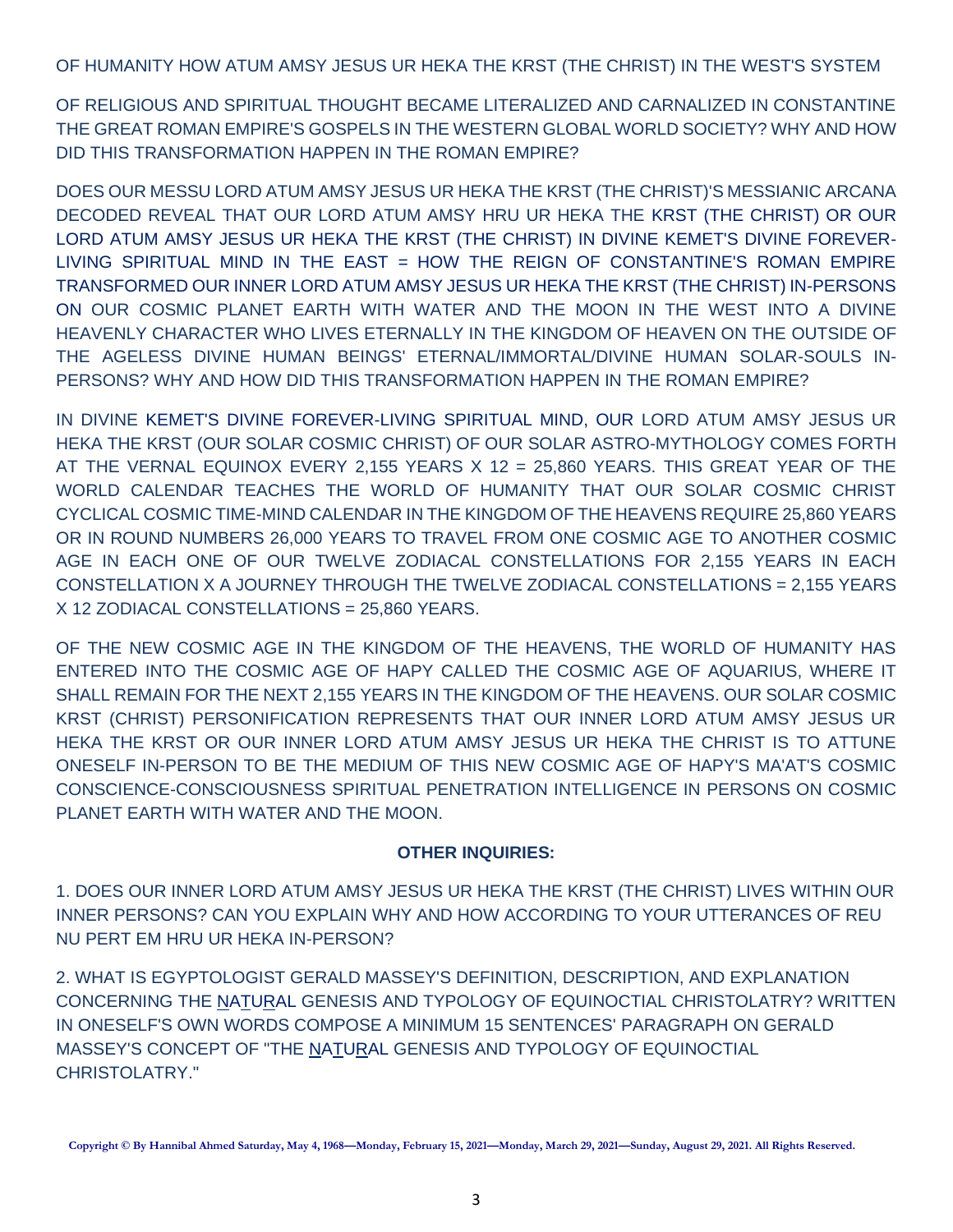OF HUMANITY HOW ATUM AMSY JESUS UR HEKA THE KRST (THE CHRIST) IN THE WEST'S SYSTEM

OF RELIGIOUS AND SPIRITUAL THOUGHT BECAME LITERALIZED AND CARNALIZED IN CONSTANTINE THE GREAT ROMAN EMPIRE'S GOSPELS IN THE WESTERN GLOBAL WORLD SOCIETY? WHY AND HOW DID THIS TRANSFORMATION HAPPEN IN THE ROMAN EMPIRE?

DOES OUR MESSU LORD ATUM AMSY JESUS UR HEKA THE KRST (THE CHRIST)'S MESSIANIC ARCANA DECODED REVEAL THAT OUR LORD ATUM AMSY HRU UR HEKA THE KRST (THE CHRIST) OR OUR LORD ATUM AMSY JESUS UR HEKA THE KRST (THE CHRIST) IN DIVINE KEMET'S DIVINE FOREVER-LIVING SPIRITUAL MIND IN THE EAST = HOW THE REIGN OF CONSTANTINE'S ROMAN EMPIRE TRANSFORMED OUR INNER LORD ATUM AMSY JESUS UR HEKA THE KRST (THE CHRIST) IN-PERSONS ON OUR COSMIC PLANET EARTH WITH WATER AND THE MOON IN THE WEST INTO A DIVINE HEAVENLY CHARACTER WHO LIVES ETERNALLY IN THE KINGDOM OF HEAVEN ON THE OUTSIDE OF THE AGELESS DIVINE HUMAN BEINGS' ETERNAL/IMMORTAL/DIVINE HUMAN SOLAR-SOULS IN-PERSONS? WHY AND HOW DID THIS TRANSFORMATION HAPPEN IN THE ROMAN EMPIRE?

IN DIVINE KEMET'S DIVINE FOREVER-LIVING SPIRITUAL MIND, OUR LORD ATUM AMSY JESUS UR HEKA THE KRST (OUR SOLAR COSMIC CHRIST) OF OUR SOLAR ASTRO-MYTHOLOGY COMES FORTH AT THE VERNAL EQUINOX EVERY 2,155 YEARS X 12 = 25,860 YEARS. THIS GREAT YEAR OF THE WORLD CALENDAR TEACHES THE WORLD OF HUMANITY THAT OUR SOLAR COSMIC CHRIST CYCLICAL COSMIC TIME-MIND CALENDAR IN THE KINGDOM OF THE HEAVENS REQUIRE 25,860 YEARS OR IN ROUND NUMBERS 26,000 YEARS TO TRAVEL FROM ONE COSMIC AGE TO ANOTHER COSMIC AGE IN EACH ONE OF OUR TWELVE ZODIACAL CONSTELLATIONS FOR 2,155 YEARS IN EACH CONSTELLATION X A JOURNEY THROUGH THE TWELVE ZODIACAL CONSTELLATIONS = 2,155 YEARS X 12 ZODIACAL CONSTELLATIONS = 25,860 YEARS.

OF THE NEW COSMIC AGE IN THE KINGDOM OF THE HEAVENS, THE WORLD OF HUMANITY HAS ENTERED INTO THE COSMIC AGE OF HAPY CALLED THE COSMIC AGE OF AQUARIUS, WHERE IT SHALL REMAIN FOR THE NEXT 2,155 YEARS IN THE KINGDOM OF THE HEAVENS. OUR SOLAR COSMIC KRST (CHRIST) PERSONIFICATION REPRESENTS THAT OUR INNER LORD ATUM AMSY JESUS UR HEKA THE KRST OR OUR INNER LORD ATUM AMSY JESUS UR HEKA THE CHRIST IS TO ATTUNE ONESELF IN-PERSON TO BE THE MEDIUM OF THIS NEW COSMIC AGE OF HAPY'S MA'AT'S COSMIC CONSCIENCE-CONSCIOUSNESS SPIRITUAL PENETRATION INTELLIGENCE IN PERSONS ON COSMIC PLANET EARTH WITH WATER AND THE MOON.

**OTHER INQUIRIES:**

1. DOES OUR INNER LORD ATUM AMSY JESUS UR HEKA THE KRST (THE CHRIST) LIVES WITHIN OUR INNER PERSONS? CAN YOU EXPLAIN WHY AND HOW ACCORDING TO YOUR UTTERANCES OF REU NU PERT EM HRU UR HEKA IN-PERSON?

2. WHAT IS EGYPTOLOGIST GERALD MASSEY'S DEFINITION, DESCRIPTION, AND EXPLANATION CONCERNING THE NATURAL GENESIS AND TYPOLOGY OF EQUINOCTIAL CHRISTOLATRY? WRITTEN IN ONESELF'S OWN WORDS COMPOSE A MINIMUM 15 SENTENCES' PARAGRAPH ON GERALD MASSEY'S CONCEPT OF "THE NATURAL GENESIS AND TYPOLOGY OF EQUINOCTIAL CHRISTOLATRY."

**Copyright © By Hannibal Ahmed Saturday, May 4, 1968—Monday, February 15, 2021—Monday, March 29, 2021—Sunday, August 29, 2021. All Rights Reserved.**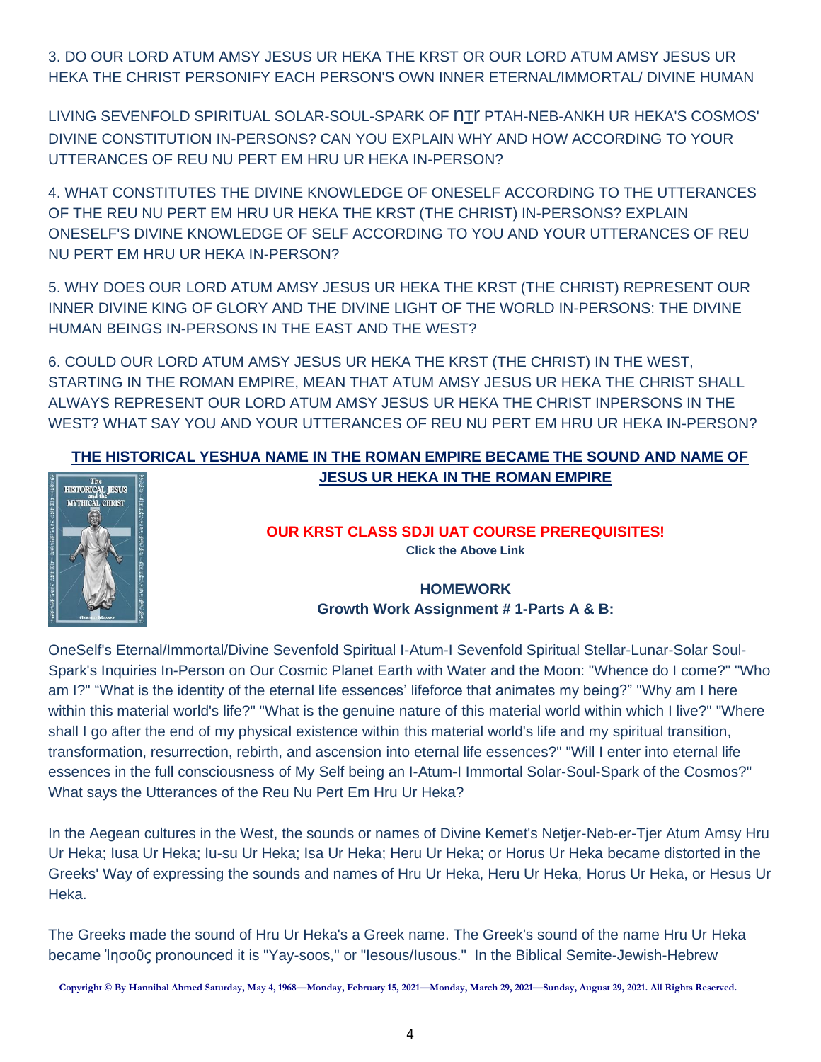3. DO OUR LORD ATUM AMSY JESUS UR HEKA THE KRST OR OUR LORD ATUM AMSY JESUS UR HEKA THE CHRIST PERSONIFY EACH PERSON'S OWN INNER ETERNAL/IMMORTAL/ DIVINE HUMAN

LIVING SEVENFOLD SPIRITUAL SOLAR-SOUL-SPARK OF nṯr PTAH-NEB-ANKH UR HEKA'S COSMOS' DIVINE CONSTITUTION IN-PERSONS? CAN YOU EXPLAIN WHY AND HOW ACCORDING TO YOUR UTTERANCES OF REU NU PERT EM HRU UR HEKA IN-PERSON?

4. WHAT CONSTITUTES THE DIVINE KNOWLEDGE OF ONESELF ACCORDING TO THE UTTERANCES OF THE REU NU PERT EM HRU UR HEKA THE KRST (THE CHRIST) IN-PERSONS? EXPLAIN ONESELF'S DIVINE KNOWLEDGE OF SELF ACCORDING TO YOU AND YOUR UTTERANCES OF REU NU PERT EM HRU UR HEKA IN-PERSON?

5. WHY DOES OUR LORD ATUM AMSY JESUS UR HEKA THE KRST (THE CHRIST) REPRESENT OUR INNER DIVINE KING OF GLORY AND THE DIVINE LIGHT OF THE WORLD IN-PERSONS: THE DIVINE HUMAN BEINGS IN-PERSONS IN THE EAST AND THE WEST?

6. COULD OUR LORD ATUM AMSY JESUS UR HEKA THE KRST (THE CHRIST) IN THE WEST, STARTING IN THE ROMAN EMPIRE, MEAN THAT ATUM AMSY JESUS UR HEKA THE CHRIST SHALL ALWAYS REPRESENT OUR LORD ATUM AMSY JESUS UR HEKA THE CHRIST INPERSONS IN THE WEST? WHAT SAY YOU AND YOUR UTTERANCES OF REU NU PERT EM HRU UR HEKA IN-PERSON?

**THE HISTORICAL YESHUA NAME IN THE ROMAN EMPIRE BECAME THE SOUND AND NAME OF JESUS UR HEKA IN THE ROMAN EMPIRE**

**OUR KRST CLASS SDJI UAT COURSE PREREQUISITES!**
**Click the Above Link**

**HOMEWORK**
**Growth Work Assignment # 1-Parts A & B:**

OneSelf's Eternal/Immortal/Divine Sevenfold Spiritual I-Atum-I Sevenfold Spiritual Stellar-Lunar-Solar Soul-Spark's Inquiries In-Person on Our Cosmic Planet Earth with Water and the Moon: "Whence do I come?" "Who am I?" "What is the identity of the eternal life essences' lifeforce that animates my being?" "Why am I here within this material world's life?" "What is the genuine nature of this material world within which I live?" "Where shall I go after the end of my physical existence within this material world's life and my spiritual transition, transformation, resurrection, rebirth, and ascension into eternal life essences?" "Will I enter into eternal life essences in the full consciousness of My Self being an I-Atum-I Immortal Solar-Soul-Spark of the Cosmos?" What says the Utterances of the Reu Nu Pert Em Hru Ur Heka?

In the Aegean cultures in the West, the sounds or names of Divine Kemet's Netjer-Neb-er-Tjer Atum Amsy Hru Ur Heka; Iusa Ur Heka; Iu-su Ur Heka; Isa Ur Heka; Heru Ur Heka; or Horus Ur Heka became distorted in the Greeks' Way of expressing the sounds and names of Hru Ur Heka, Heru Ur Heka, Horus Ur Heka, or Hesus Ur Heka.

The Greeks made the sound of Hru Ur Heka's a Greek name. The Greek's sound of the name Hru Ur Heka became Ἰησοῦς pronounced it is "Yay-soos," or "Iesous/Iusous." In the Biblical Semite-Jewish-Hebrew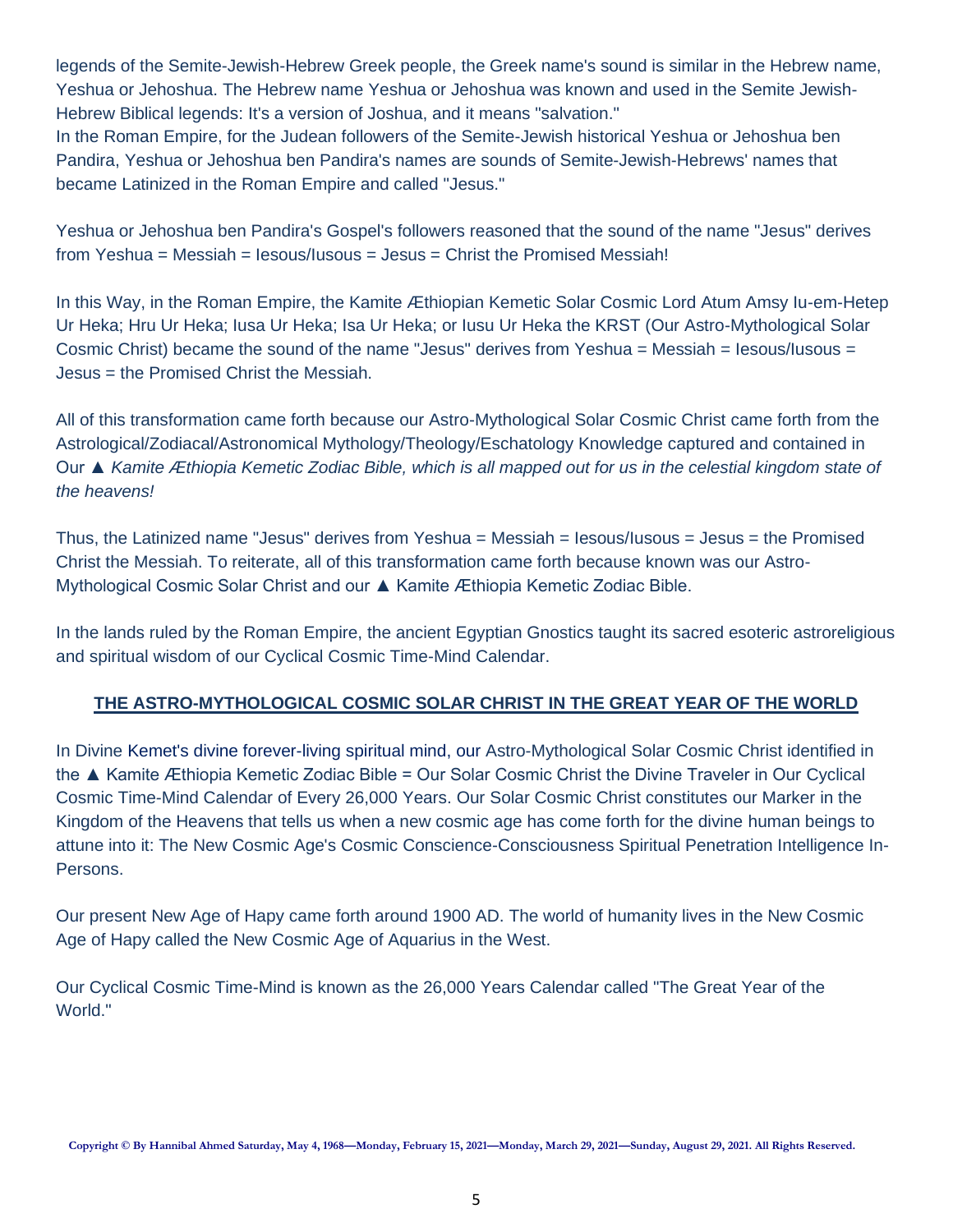legends of the Semite-Jewish-Hebrew Greek people, the Greek name's sound is similar in the Hebrew name, Yeshua or Jehoshua. The Hebrew name Yeshua or Jehoshua was known and used in the Semite Jewish-Hebrew Biblical legends: It's a version of Joshua, and it means "salvation."
In the Roman Empire, for the Judean followers of the Semite-Jewish historical Yeshua or Jehoshua ben Pandira, Yeshua or Jehoshua ben Pandira's names are sounds of Semite-Jewish-Hebrews' names that became Latinized in the Roman Empire and called "Jesus."

Yeshua or Jehoshua ben Pandira's Gospel's followers reasoned that the sound of the name "Jesus" derives from Yeshua = Messiah = Iesous/Iusous = Jesus = Christ the Promised Messiah!

In this Way, in the Roman Empire, the Kamite Æthiopian Kemetic Solar Cosmic Lord Atum Amsy Iu-em-Hetep Ur Heka; Hru Ur Heka; Iusa Ur Heka; Isa Ur Heka; or Iusu Ur Heka the KRST (Our Astro-Mythological Solar Cosmic Christ) became the sound of the name "Jesus" derives from Yeshua = Messiah = Iesous/Iusous = Jesus = the Promised Christ the Messiah.

All of this transformation came forth because our Astro-Mythological Solar Cosmic Christ came forth from the Astrological/Zodiacal/Astronomical Mythology/Theology/Eschatology Knowledge captured and contained in Our ▲ *Kamite Æthiopia Kemetic Zodiac Bible, which is all mapped out for us in the celestial kingdom state of the heavens!*

Thus, the Latinized name "Jesus" derives from Yeshua = Messiah = Iesous/Iusous = Jesus = the Promised Christ the Messiah. To reiterate, all of this transformation came forth because known was our Astro-Mythological Cosmic Solar Christ and our ▲ Kamite Æthiopia Kemetic Zodiac Bible.

In the lands ruled by the Roman Empire, the ancient Egyptian Gnostics taught its sacred esoteric astroreligious and spiritual wisdom of our Cyclical Cosmic Time-Mind Calendar.

## THE ASTRO-MYTHOLOGICAL COSMIC SOLAR CHRIST IN THE GREAT YEAR OF THE WORLD

In Divine Kemet's divine forever-living spiritual mind, our Astro-Mythological Solar Cosmic Christ identified in the ▲ Kamite Æthiopia Kemetic Zodiac Bible = Our Solar Cosmic Christ the Divine Traveler in Our Cyclical Cosmic Time-Mind Calendar of Every 26,000 Years. Our Solar Cosmic Christ constitutes our Marker in the Kingdom of the Heavens that tells us when a new cosmic age has come forth for the divine human beings to attune into it: The New Cosmic Age's Cosmic Conscience-Consciousness Spiritual Penetration Intelligence In-Persons.

Our present New Age of Hapy came forth around 1900 AD. The world of humanity lives in the New Cosmic Age of Hapy called the New Cosmic Age of Aquarius in the West.

Our Cyclical Cosmic Time-Mind is known as the 26,000 Years Calendar called "The Great Year of the World."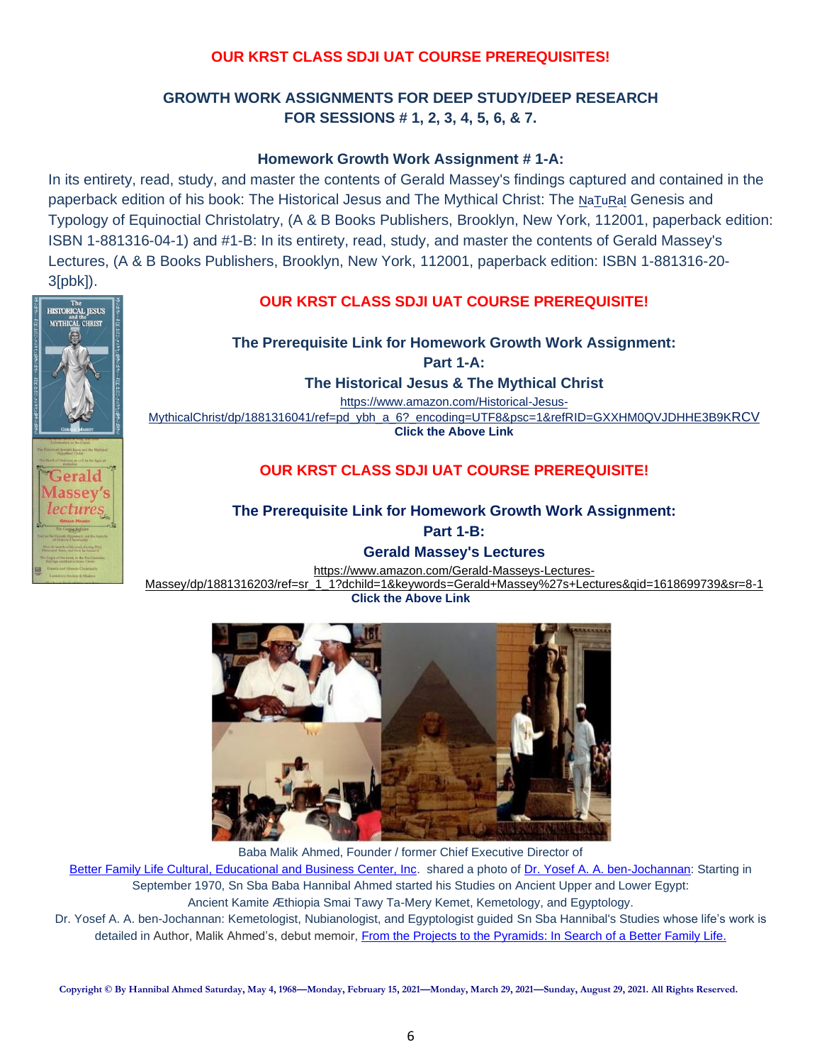## OUR KRST CLASS SDJI UAT COURSE PREREQUISITES!

### GROWTH WORK ASSIGNMENTS FOR DEEP STUDY/DEEP RESEARCH FOR SESSIONS # 1, 2, 3, 4, 5, 6, & 7.

**Homework Growth Work Assignment # 1-A:**

In its entirety, read, study, and master the contents of Gerald Massey's findings captured and contained in the paperback edition of his book: The Historical Jesus and The Mythical Christ: The NaTuRal Genesis and Typology of Equinoctial Christolatry, (A & B Books Publishers, Brooklyn, New York, 112001, paperback edition: ISBN 1-881316-04-1) and #1-B: In its entirety, read, study, and master the contents of Gerald Massey's Lectures, (A & B Books Publishers, Brooklyn, New York, 112001, paperback edition: ISBN 1-881316-20-3[pbk]).

## OUR KRST CLASS SDJI UAT COURSE PREREQUISITE!

**The Prerequisite Link for Homework Growth Work Assignment:**

**Part 1-A:**

**The Historical Jesus & The Mythical Christ**

https://www.amazon.com/Historical-Jesus-MythicalChrist/dp/1881316041/ref=pd_ybh_a_6?_encoding=UTF8&psc=1&refRID=GXXHM0QVJDHHE3B9KRCV

**Click the Above Link**

## OUR KRST CLASS SDJI UAT COURSE PREREQUISITE!

**The Prerequisite Link for Homework Growth Work Assignment:**

**Part 1-B:**

**Gerald Massey's Lectures**

https://www.amazon.com/Gerald-Masseys-Lectures-Massey/dp/1881316203/ref=sr_1_1?dchild=1&keywords=Gerald+Massey%27s+Lectures&qid=1618699739&sr=8-1

**Click the Above Link**

Baba Malik Ahmed, Founder / former Chief Executive Director of Better Family Life Cultural, Educational and Business Center, Inc. shared a photo of Dr. Yosef A. A. ben-Jochannan: Starting in September 1970, Sn Sba Baba Hannibal Ahmed started his Studies on Ancient Upper and Lower Egypt: Ancient Kamite Æthiopia Smai Tawy Ta-Mery Kemet, Kemetology, and Egyptology.

Dr. Yosef A. A. ben-Jochannan: Kemetologist, Nubianologist, and Egyptologist guided Sn Sba Hannibal's Studies whose life's work is detailed in Author, Malik Ahmed's, debut memoir, From the Projects to the Pyramids: In Search of a Better Family Life.

Copyright © By Hannibal Ahmed Saturday, May 4, 1968—Monday, February 15, 2021—Monday, March 29, 2021—Sunday, August 29, 2021. All Rights Reserved.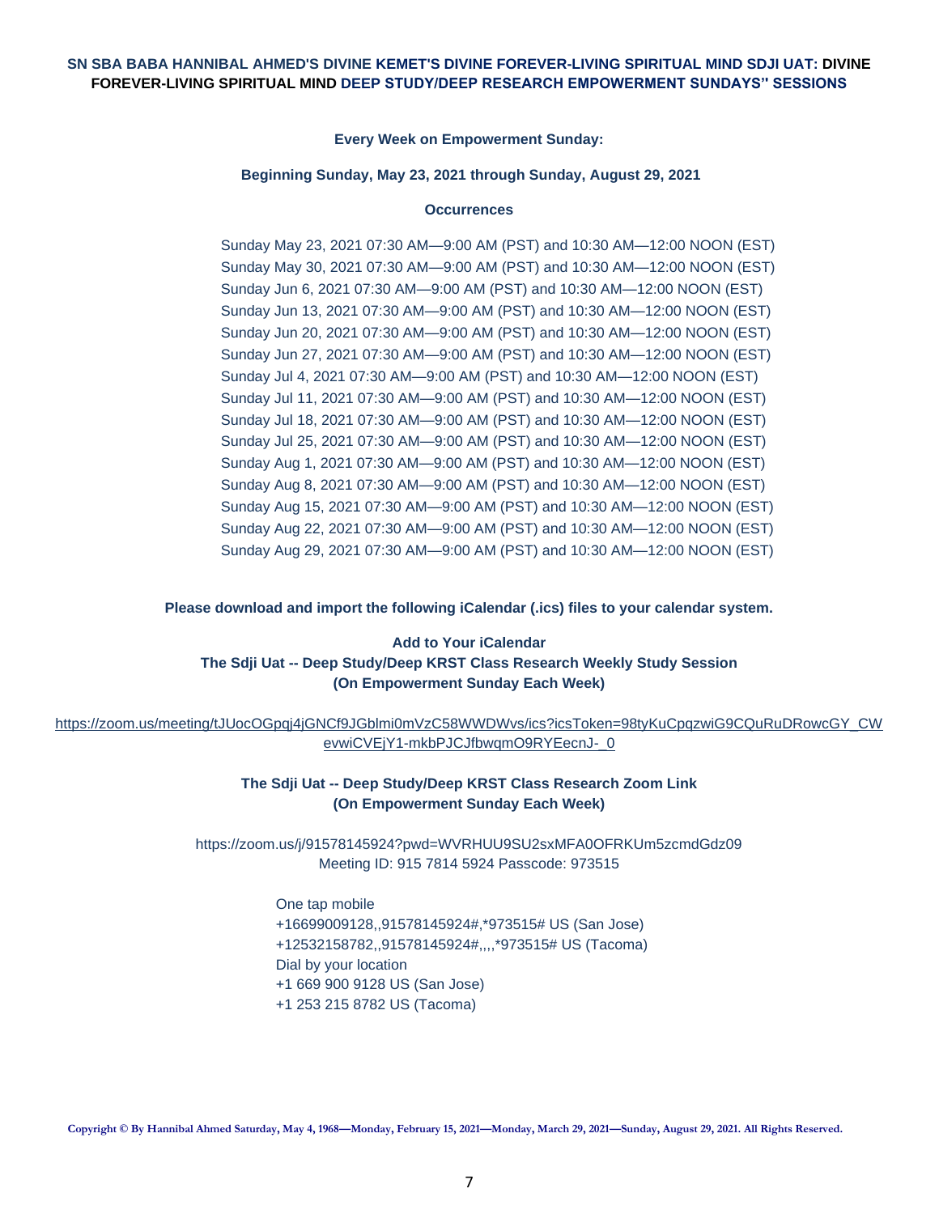**SN SBA BABA HANNIBAL AHMED'S DIVINE KEMET'S DIVINE FOREVER-LIVING SPIRITUAL MIND SDJI UAT: DIVINE FOREVER-LIVING SPIRITUAL MIND DEEP STUDY/DEEP RESEARCH EMPOWERMENT SUNDAYS'' SESSIONS**

**Every Week on Empowerment Sunday:**

**Beginning Sunday, May 23, 2021 through Sunday, August 29, 2021**

**Occurrences**

Sunday May 23, 2021 07:30 AM—9:00 AM (PST) and 10:30 AM—12:00 NOON (EST)
Sunday May 30, 2021 07:30 AM—9:00 AM (PST) and 10:30 AM—12:00 NOON (EST)
Sunday Jun 6, 2021 07:30 AM—9:00 AM (PST) and 10:30 AM—12:00 NOON (EST)
Sunday Jun 13, 2021 07:30 AM—9:00 AM (PST) and 10:30 AM—12:00 NOON (EST)
Sunday Jun 20, 2021 07:30 AM—9:00 AM (PST) and 10:30 AM—12:00 NOON (EST)
Sunday Jun 27, 2021 07:30 AM—9:00 AM (PST) and 10:30 AM—12:00 NOON (EST)
Sunday Jul 4, 2021 07:30 AM—9:00 AM (PST) and 10:30 AM—12:00 NOON (EST)
Sunday Jul 11, 2021 07:30 AM—9:00 AM (PST) and 10:30 AM—12:00 NOON (EST)
Sunday Jul 18, 2021 07:30 AM—9:00 AM (PST) and 10:30 AM—12:00 NOON (EST)
Sunday Jul 25, 2021 07:30 AM—9:00 AM (PST) and 10:30 AM—12:00 NOON (EST)
Sunday Aug 1, 2021 07:30 AM—9:00 AM (PST) and 10:30 AM—12:00 NOON (EST)
Sunday Aug 8, 2021 07:30 AM—9:00 AM (PST) and 10:30 AM—12:00 NOON (EST)
Sunday Aug 15, 2021 07:30 AM—9:00 AM (PST) and 10:30 AM—12:00 NOON (EST)
Sunday Aug 22, 2021 07:30 AM—9:00 AM (PST) and 10:30 AM—12:00 NOON (EST)
Sunday Aug 29, 2021 07:30 AM—9:00 AM (PST) and 10:30 AM—12:00 NOON (EST)

**Please download and import the following iCalendar (.ics) files to your calendar system.**

**Add to Your iCalendar**
**The Sdji Uat -- Deep Study/Deep KRST Class Research Weekly Study Session**
**(On Empowerment Sunday Each Week)**

https://zoom.us/meeting/tJUocOGpqj4jGNCf9JGblmi0mVzC58WWDWvs/ics?icsToken=98tyKuCpqzwiG9CQuRuDRowcGY_CWevwiCVEjY1-mkbPJCJfbwqmO9RYEecnJ-_0

**The Sdji Uat -- Deep Study/Deep KRST Class Research Zoom Link**
**(On Empowerment Sunday Each Week)**

https://zoom.us/j/91578145924?pwd=WVRHUU9SU2sxMFA0OFRKUm5zcmdGdz09
Meeting ID: 915 7814 5924 Passcode: 973515

One tap mobile
+16699009128,,91578145924#,*973515# US (San Jose)
+12532158782,,91578145924#,,,,*973515# US (Tacoma)
Dial by your location
+1 669 900 9128 US (San Jose)
+1 253 215 8782 US (Tacoma)

**Copyright © By Hannibal Ahmed Saturday, May 4, 1968—Monday, February 15, 2021—Monday, March 29, 2021—Sunday, August 29, 2021. All Rights Reserved.**